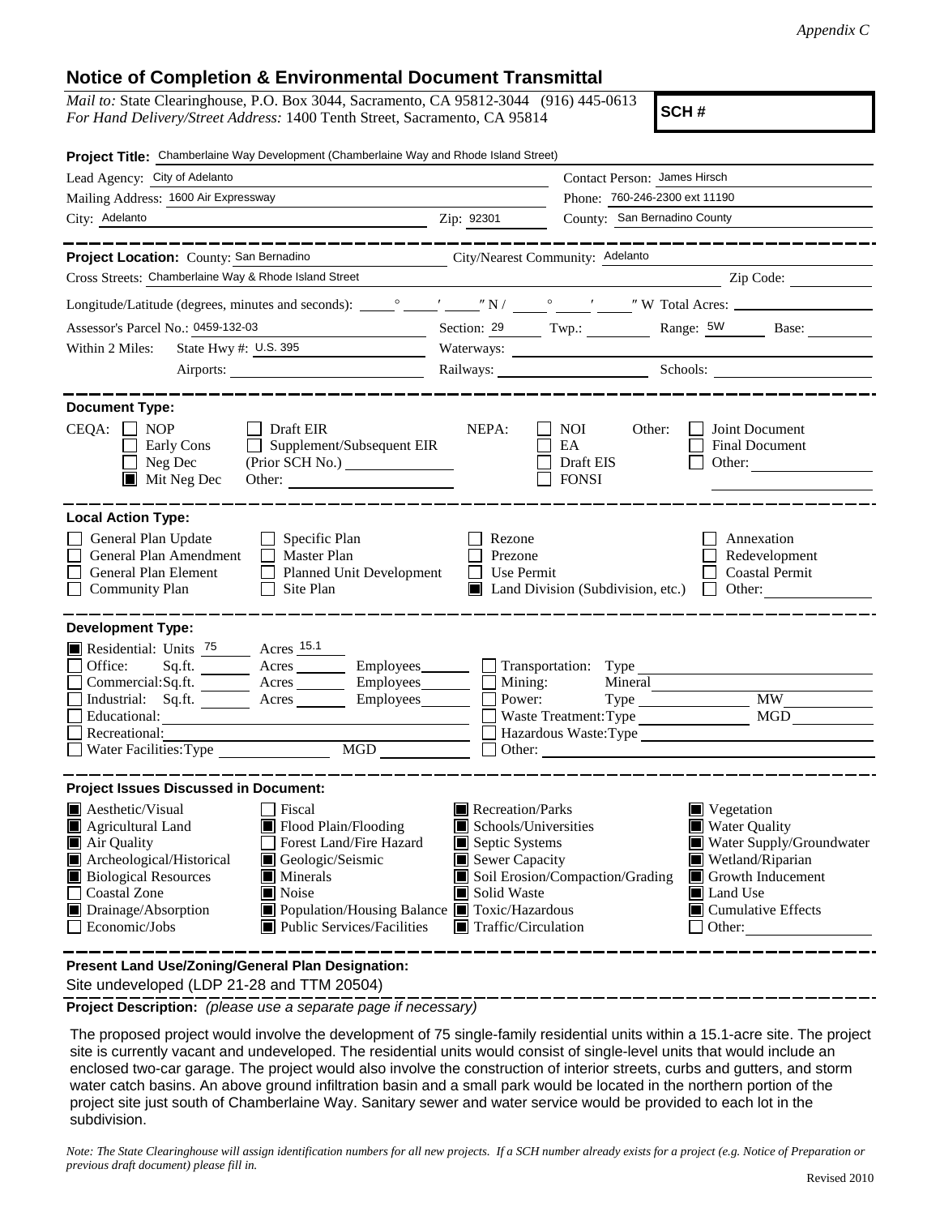*Appendix C*

# Notice of Completion & Environmental Document Transmittal

*Mail to:* State Clearinghouse, P.O. Box 3044, Sacramento, CA 95812-3044 (916) 445-0613
*For Hand Delivery/Street Address:* 1400 Tenth Street, Sacramento, CA 95814

**SCH #**

**Project Title:** Chamberlaine Way Development (Chamberlaine Way and Rhode Island Street)

Lead Agency: City of Adelanto
Contact Person: James Hirsch
Mailing Address: 1600 Air Expressway
Phone: 760-246-2300 ext 11190
City: Adelanto
Zip: 92301
County: San Bernadino County

**Project Location:** County: San Bernadino
City/Nearest Community: Adelanto
Cross Streets: Chamberlaine Way & Rhode Island Street
Zip Code:
Longitude/Latitude (degrees, minutes and seconds): \_\_° \_\_′ \_\_″ N / \_\_° \_\_′ \_\_″ W Total Acres:
Assessor's Parcel No.: 0459-132-03
Section: 29 Twp.: Range: 5W Base:
Within 2 Miles: State Hwy #: U.S. 395
Waterways:
Airports:
Railways:
Schools:

**Document Type:**

CEQA: ☐ NOP ☐ Early Cons ☐ Neg Dec ☒ Mit Neg Dec ☐ Draft EIR ☐ Supplement/Subsequent EIR (Prior SCH No.) Other:

NEPA: ☐ NOI ☐ EA ☐ Draft EIS ☐ FONSI

Other: ☐ Joint Document ☐ Final Document ☐ Other:

**Local Action Type:**

☐ General Plan Update
☐ General Plan Amendment
☐ General Plan Element
☐ Community Plan
☐ Specific Plan
☐ Master Plan
☐ Planned Unit Development
☐ Site Plan
☐ Rezone
☐ Prezone
☐ Use Permit
☒ Land Division (Subdivision, etc.)
☐ Annexation
☐ Redevelopment
☐ Coastal Permit
☐ Other:

**Development Type:**

☒ Residential: Units 75 Acres 15.1
☐ Office: Sq.ft. Acres Employees
☐ Commercial: Sq.ft. Acres Employees
☐ Industrial: Sq.ft. Acres Employees
☐ Educational:
☐ Recreational:
☐ Water Facilities: Type MGD
☐ Transportation: Type
☐ Mining: Mineral
☐ Power: Type MW
☐ Waste Treatment: Type MGD
☐ Hazardous Waste: Type
☐ Other:

**Project Issues Discussed in Document:**

☒ Aesthetic/Visual
☒ Agricultural Land
☒ Air Quality
☒ Archeological/Historical
☒ Biological Resources
☐ Coastal Zone
☒ Drainage/Absorption
☐ Economic/Jobs
☐ Fiscal
☒ Flood Plain/Flooding
☐ Forest Land/Fire Hazard
☒ Geologic/Seismic
☒ Minerals
☒ Noise
☒ Population/Housing Balance
☒ Public Services/Facilities
☒ Recreation/Parks
☒ Schools/Universities
☒ Septic Systems
☒ Sewer Capacity
☒ Soil Erosion/Compaction/Grading
☒ Solid Waste
☒ Toxic/Hazardous
☒ Traffic/Circulation
☒ Vegetation
☒ Water Quality
☒ Water Supply/Groundwater
☒ Wetland/Riparian
☒ Growth Inducement
☒ Land Use
☒ Cumulative Effects
☐ Other:

**Present Land Use/Zoning/General Plan Designation:**

Site undeveloped (LDP 21-28 and TTM 20504)

**Project Description:** *(please use a separate page if necessary)*

The proposed project would involve the development of 75 single-family residential units within a 15.1-acre site. The project site is currently vacant and undeveloped. The residential units would consist of single-level units that would include an enclosed two-car garage. The project would also involve the construction of interior streets, curbs and gutters, and storm water catch basins. An above ground infiltration basin and a small park would be located in the northern portion of the project site just south of Chamberlaine Way. Sanitary sewer and water service would be provided to each lot in the subdivision.

*Note: The State Clearinghouse will assign identification numbers for all new projects. If a SCH number already exists for a project (e.g. Notice of Preparation or previous draft document) please fill in.*

Revised 2010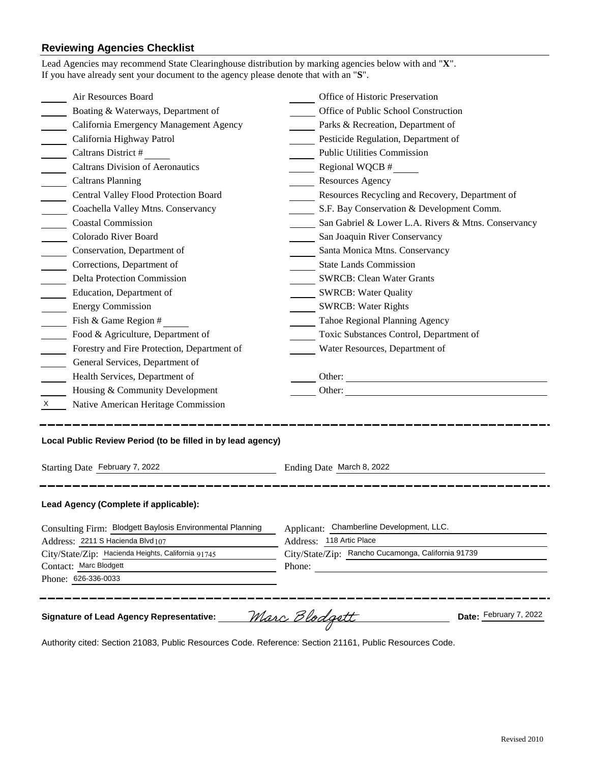## Reviewing Agencies Checklist

Lead Agencies may recommend State Clearinghouse distribution by marking agencies below with and "**X**".
If you have already sent your document to the agency please denote that with an "**S**".

| | | | |
|---|---|---|---|
| | Air Resources Board | | Office of Historic Preservation |
| | Boating & Waterways, Department of | | Office of Public School Construction |
| | California Emergency Management Agency | | Parks & Recreation, Department of |
| | California Highway Patrol | | Pesticide Regulation, Department of |
| | Caltrans District # ____ | | Public Utilities Commission |
| | Caltrans Division of Aeronautics | | Regional WQCB # ____ |
| | Caltrans Planning | | Resources Agency |
| | Central Valley Flood Protection Board | | Resources Recycling and Recovery, Department of |
| | Coachella Valley Mtns. Conservancy | | S.F. Bay Conservation & Development Comm. |
| | Coastal Commission | | San Gabriel & Lower L.A. Rivers & Mtns. Conservancy |
| | Colorado River Board | | San Joaquin River Conservancy |
| | Conservation, Department of | | Santa Monica Mtns. Conservancy |
| | Corrections, Department of | | State Lands Commission |
| | Delta Protection Commission | | SWRCB: Clean Water Grants |
| | Education, Department of | | SWRCB: Water Quality |
| | Energy Commission | | SWRCB: Water Rights |
| | Fish & Game Region # ____ | | Tahoe Regional Planning Agency |
| | Food & Agriculture, Department of | | Toxic Substances Control, Department of |
| | Forestry and Fire Protection, Department of | | Water Resources, Department of |
| | General Services, Department of | | |
| | Health Services, Department of | | Other: |
| | Housing & Community Development | | Other: |
| X | Native American Heritage Commission | | |

---

**Local Public Review Period (to be filled in by lead agency)**

Starting Date February 7, 2022    Ending Date March 8, 2022

---

**Lead Agency (Complete if applicable):**

Consulting Firm: Blodgett Baylosis Environmental Planning
Address: 2211 S Hacienda Blvd 107
City/State/Zip: Hacienda Heights, California 91745
Contact: Marc Blodgett
Phone: 626-336-0033

Applicant: Chamberline Development, LLC.
Address: 118 Artic Place
City/State/Zip: Rancho Cucamonga, California 91739
Phone:

---

**Signature of Lead Agency Representative:** *Marc Blodgett*    **Date:** February 7, 2022

Authority cited: Section 21083, Public Resources Code. Reference: Section 21161, Public Resources Code.

Revised 2010